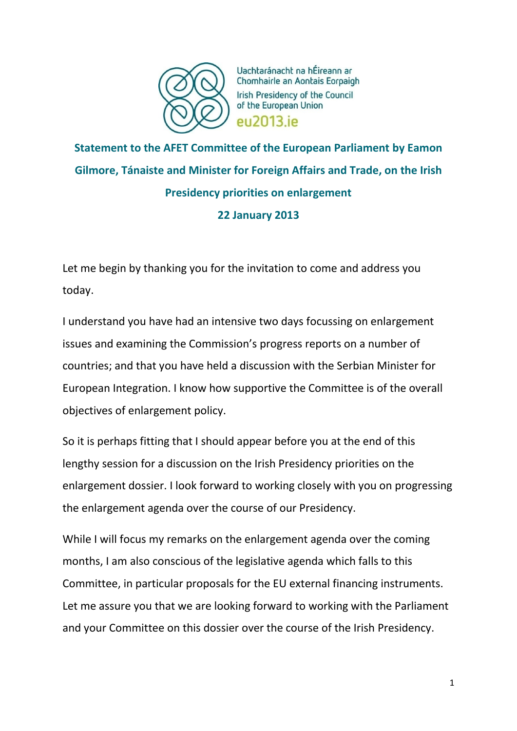Uachtaránacht na hÉireann ar Chomhairle an Aontais Eorpaigh

Irish Presidency of the Council of the European Union

eu2013.ie

## Statement to the AFET Committee of the European Parliament by Eamon Gilmore, Tánaiste and Minister for Foreign Affairs and Trade, on the Irish Presidency priorities on enlargement

**22 January 2013**

Let me begin by thanking you for the invitation to come and address you today.

I understand you have had an intensive two days focussing on enlargement issues and examining the Commission's progress reports on a number of countries; and that you have held a discussion with the Serbian Minister for European Integration. I know how supportive the Committee is of the overall objectives of enlargement policy.

So it is perhaps fitting that I should appear before you at the end of this lengthy session for a discussion on the Irish Presidency priorities on the enlargement dossier. I look forward to working closely with you on progressing the enlargement agenda over the course of our Presidency.

While I will focus my remarks on the enlargement agenda over the coming months, I am also conscious of the legislative agenda which falls to this Committee, in particular proposals for the EU external financing instruments. Let me assure you that we are looking forward to working with the Parliament and your Committee on this dossier over the course of the Irish Presidency.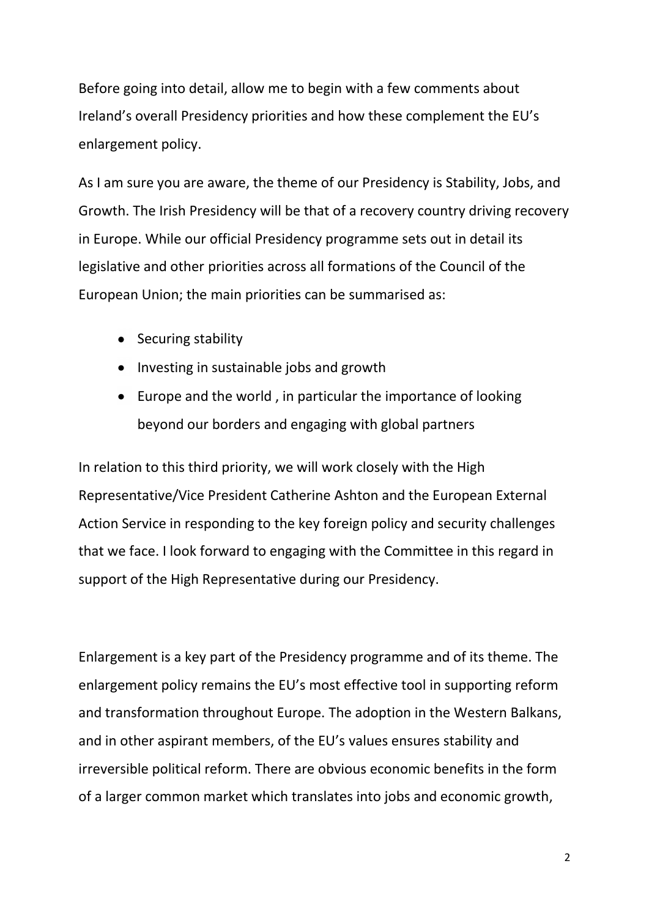Before going into detail, allow me to begin with a few comments about Ireland's overall Presidency priorities and how these complement the EU's enlargement policy.

As I am sure you are aware, the theme of our Presidency is Stability, Jobs, and Growth. The Irish Presidency will be that of a recovery country driving recovery in Europe. While our official Presidency programme sets out in detail its legislative and other priorities across all formations of the Council of the European Union; the main priorities can be summarised as:

- Securing stability
- Investing in sustainable jobs and growth
- Europe and the world , in particular the importance of looking beyond our borders and engaging with global partners

In relation to this third priority, we will work closely with the High Representative/Vice President Catherine Ashton and the European External Action Service in responding to the key foreign policy and security challenges that we face. I look forward to engaging with the Committee in this regard in support of the High Representative during our Presidency.

Enlargement is a key part of the Presidency programme and of its theme. The enlargement policy remains the EU's most effective tool in supporting reform and transformation throughout Europe. The adoption in the Western Balkans, and in other aspirant members, of the EU's values ensures stability and irreversible political reform. There are obvious economic benefits in the form of a larger common market which translates into jobs and economic growth,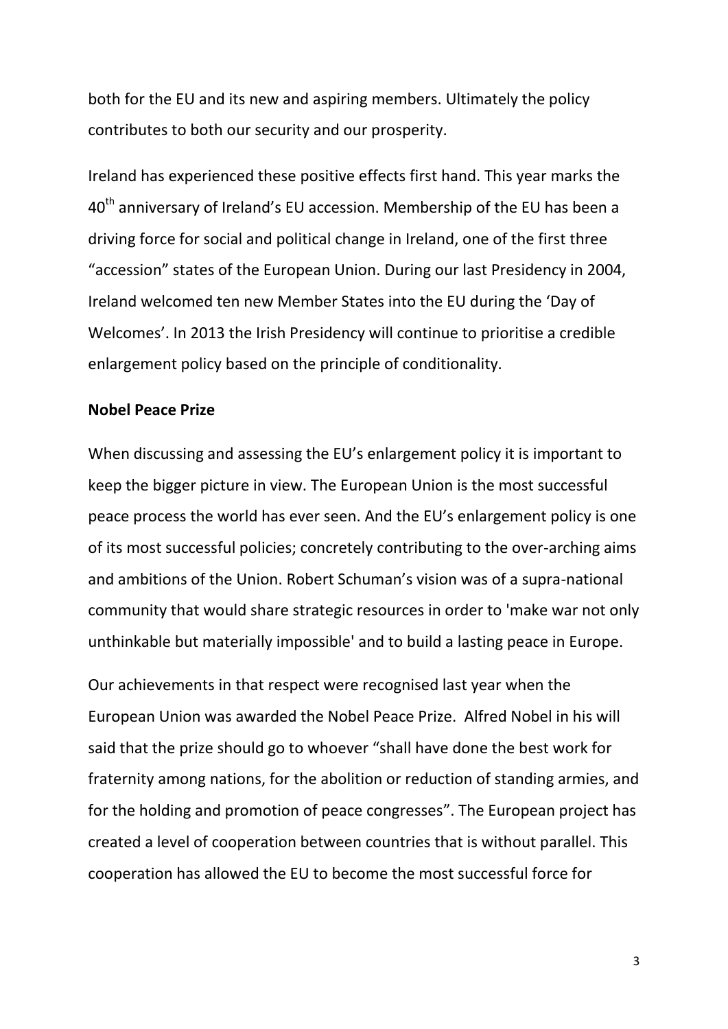both for the EU and its new and aspiring members. Ultimately the policy contributes to both our security and our prosperity.

Ireland has experienced these positive effects first hand. This year marks the 40th anniversary of Ireland's EU accession. Membership of the EU has been a driving force for social and political change in Ireland, one of the first three "accession" states of the European Union. During our last Presidency in 2004, Ireland welcomed ten new Member States into the EU during the 'Day of Welcomes'. In 2013 the Irish Presidency will continue to prioritise a credible enlargement policy based on the principle of conditionality.

**Nobel Peace Prize**

When discussing and assessing the EU's enlargement policy it is important to keep the bigger picture in view. The European Union is the most successful peace process the world has ever seen. And the EU's enlargement policy is one of its most successful policies; concretely contributing to the over-arching aims and ambitions of the Union. Robert Schuman's vision was of a supra-national community that would share strategic resources in order to 'make war not only unthinkable but materially impossible' and to build a lasting peace in Europe.

Our achievements in that respect were recognised last year when the European Union was awarded the Nobel Peace Prize. Alfred Nobel in his will said that the prize should go to whoever "shall have done the best work for fraternity among nations, for the abolition or reduction of standing armies, and for the holding and promotion of peace congresses". The European project has created a level of cooperation between countries that is without parallel. This cooperation has allowed the EU to become the most successful force for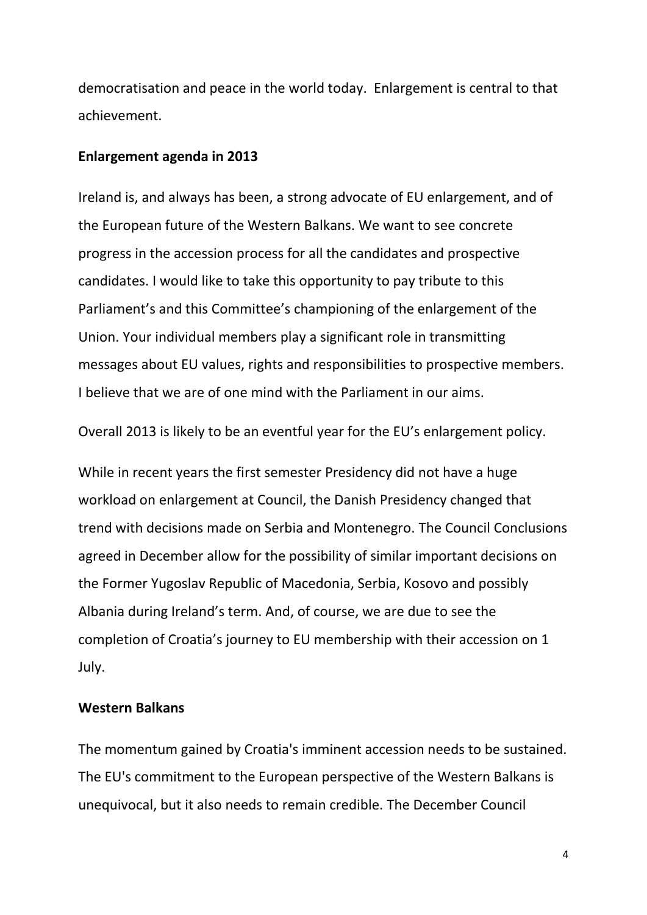democratisation and peace in the world today. Enlargement is central to that achievement.

## Enlargement agenda in 2013

Ireland is, and always has been, a strong advocate of EU enlargement, and of the European future of the Western Balkans. We want to see concrete progress in the accession process for all the candidates and prospective candidates. I would like to take this opportunity to pay tribute to this Parliament's and this Committee's championing of the enlargement of the Union. Your individual members play a significant role in transmitting messages about EU values, rights and responsibilities to prospective members. I believe that we are of one mind with the Parliament in our aims.

Overall 2013 is likely to be an eventful year for the EU's enlargement policy.

While in recent years the first semester Presidency did not have a huge workload on enlargement at Council, the Danish Presidency changed that trend with decisions made on Serbia and Montenegro. The Council Conclusions agreed in December allow for the possibility of similar important decisions on the Former Yugoslav Republic of Macedonia, Serbia, Kosovo and possibly Albania during Ireland's term. And, of course, we are due to see the completion of Croatia's journey to EU membership with their accession on 1 July.

## Western Balkans

The momentum gained by Croatia's imminent accession needs to be sustained. The EU's commitment to the European perspective of the Western Balkans is unequivocal, but it also needs to remain credible. The December Council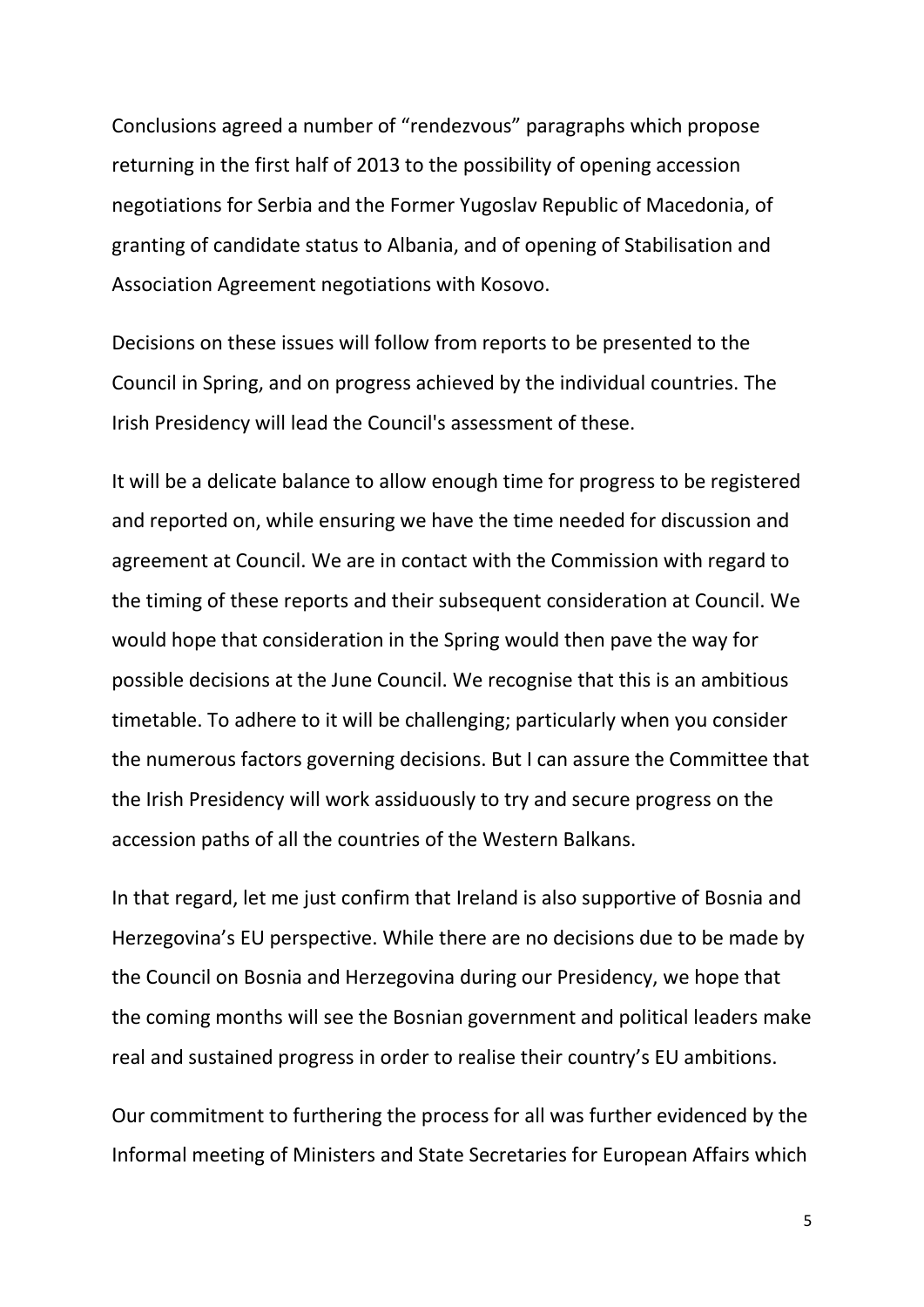Conclusions agreed a number of “rendezvous” paragraphs which propose returning in the first half of 2013 to the possibility of opening accession negotiations for Serbia and the Former Yugoslav Republic of Macedonia, of granting of candidate status to Albania, and of opening of Stabilisation and Association Agreement negotiations with Kosovo.

Decisions on these issues will follow from reports to be presented to the Council in Spring, and on progress achieved by the individual countries. The Irish Presidency will lead the Council's assessment of these.

It will be a delicate balance to allow enough time for progress to be registered and reported on, while ensuring we have the time needed for discussion and agreement at Council. We are in contact with the Commission with regard to the timing of these reports and their subsequent consideration at Council. We would hope that consideration in the Spring would then pave the way for possible decisions at the June Council. We recognise that this is an ambitious timetable. To adhere to it will be challenging; particularly when you consider the numerous factors governing decisions. But I can assure the Committee that the Irish Presidency will work assiduously to try and secure progress on the accession paths of all the countries of the Western Balkans.

In that regard, let me just confirm that Ireland is also supportive of Bosnia and Herzegovina’s EU perspective. While there are no decisions due to be made by the Council on Bosnia and Herzegovina during our Presidency, we hope that the coming months will see the Bosnian government and political leaders make real and sustained progress in order to realise their country’s EU ambitions.

Our commitment to furthering the process for all was further evidenced by the Informal meeting of Ministers and State Secretaries for European Affairs which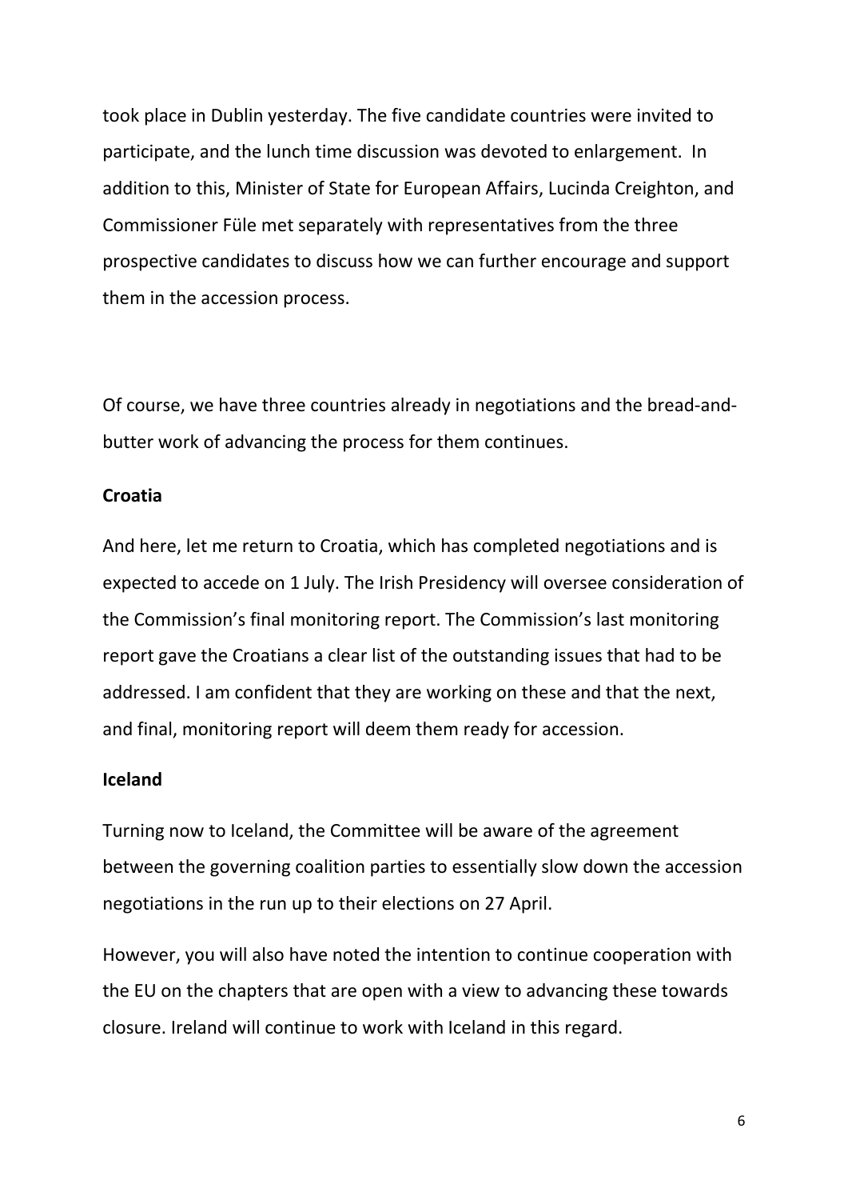took place in Dublin yesterday. The five candidate countries were invited to participate, and the lunch time discussion was devoted to enlargement. In addition to this, Minister of State for European Affairs, Lucinda Creighton, and Commissioner Füle met separately with representatives from the three prospective candidates to discuss how we can further encourage and support them in the accession process.

Of course, we have three countries already in negotiations and the bread-and-butter work of advancing the process for them continues.

**Croatia**

And here, let me return to Croatia, which has completed negotiations and is expected to accede on 1 July. The Irish Presidency will oversee consideration of the Commission's final monitoring report. The Commission's last monitoring report gave the Croatians a clear list of the outstanding issues that had to be addressed. I am confident that they are working on these and that the next, and final, monitoring report will deem them ready for accession.

**Iceland**

Turning now to Iceland, the Committee will be aware of the agreement between the governing coalition parties to essentially slow down the accession negotiations in the run up to their elections on 27 April.

However, you will also have noted the intention to continue cooperation with the EU on the chapters that are open with a view to advancing these towards closure. Ireland will continue to work with Iceland in this regard.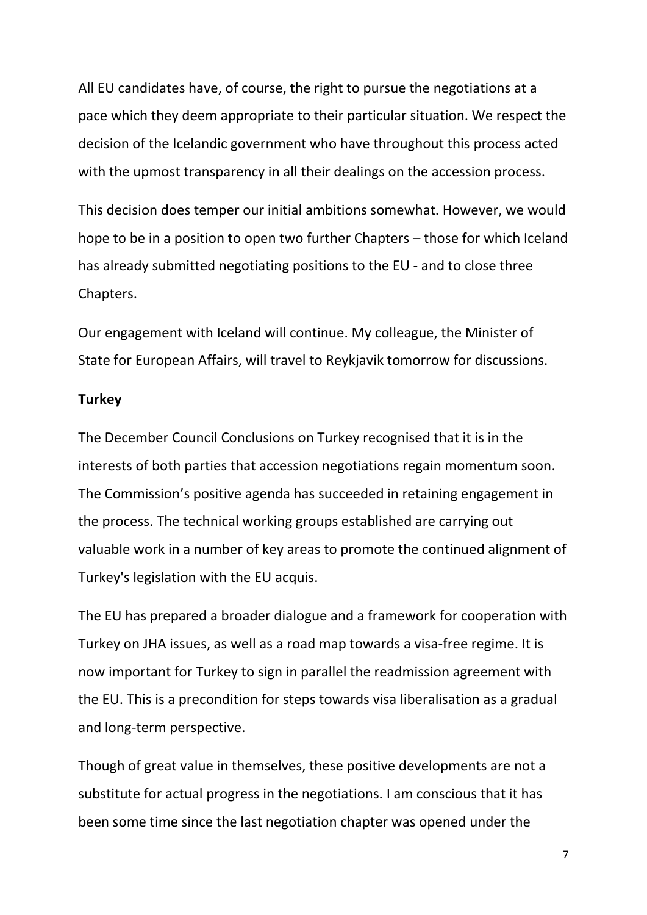All EU candidates have, of course, the right to pursue the negotiations at a pace which they deem appropriate to their particular situation. We respect the decision of the Icelandic government who have throughout this process acted with the upmost transparency in all their dealings on the accession process.

This decision does temper our initial ambitions somewhat. However, we would hope to be in a position to open two further Chapters – those for which Iceland has already submitted negotiating positions to the EU - and to close three Chapters.

Our engagement with Iceland will continue. My colleague, the Minister of State for European Affairs, will travel to Reykjavik tomorrow for discussions.

**Turkey**

The December Council Conclusions on Turkey recognised that it is in the interests of both parties that accession negotiations regain momentum soon. The Commission's positive agenda has succeeded in retaining engagement in the process. The technical working groups established are carrying out valuable work in a number of key areas to promote the continued alignment of Turkey's legislation with the EU acquis.

The EU has prepared a broader dialogue and a framework for cooperation with Turkey on JHA issues, as well as a road map towards a visa-free regime. It is now important for Turkey to sign in parallel the readmission agreement with the EU. This is a precondition for steps towards visa liberalisation as a gradual and long-term perspective.

Though of great value in themselves, these positive developments are not a substitute for actual progress in the negotiations. I am conscious that it has been some time since the last negotiation chapter was opened under the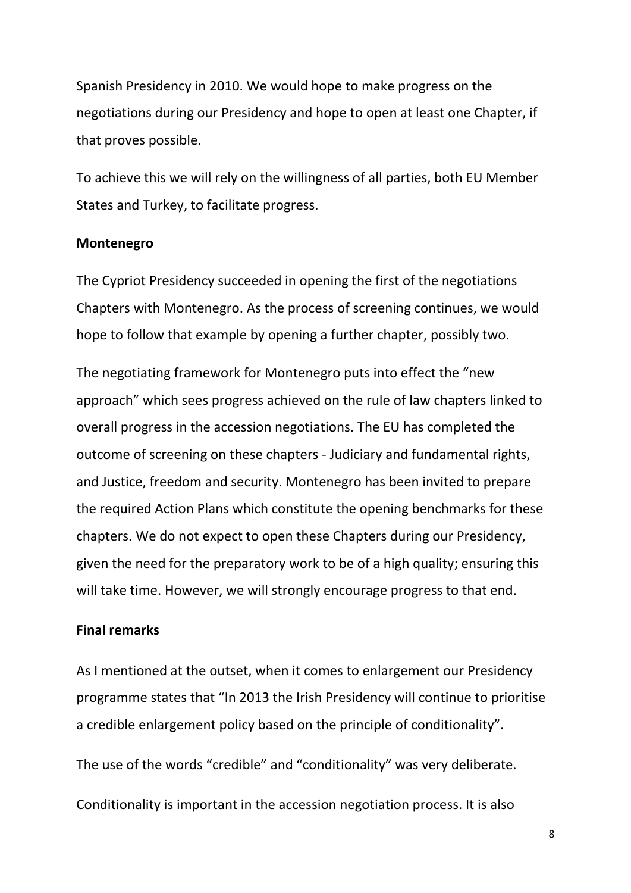Spanish Presidency in 2010. We would hope to make progress on the negotiations during our Presidency and hope to open at least one Chapter, if that proves possible.

To achieve this we will rely on the willingness of all parties, both EU Member States and Turkey, to facilitate progress.

**Montenegro**

The Cypriot Presidency succeeded in opening the first of the negotiations Chapters with Montenegro. As the process of screening continues, we would hope to follow that example by opening a further chapter, possibly two.

The negotiating framework for Montenegro puts into effect the "new approach" which sees progress achieved on the rule of law chapters linked to overall progress in the accession negotiations. The EU has completed the outcome of screening on these chapters - Judiciary and fundamental rights, and Justice, freedom and security. Montenegro has been invited to prepare the required Action Plans which constitute the opening benchmarks for these chapters. We do not expect to open these Chapters during our Presidency, given the need for the preparatory work to be of a high quality; ensuring this will take time. However, we will strongly encourage progress to that end.

**Final remarks**

As I mentioned at the outset, when it comes to enlargement our Presidency programme states that "In 2013 the Irish Presidency will continue to prioritise a credible enlargement policy based on the principle of conditionality".

The use of the words "credible" and "conditionality" was very deliberate.

Conditionality is important in the accession negotiation process. It is also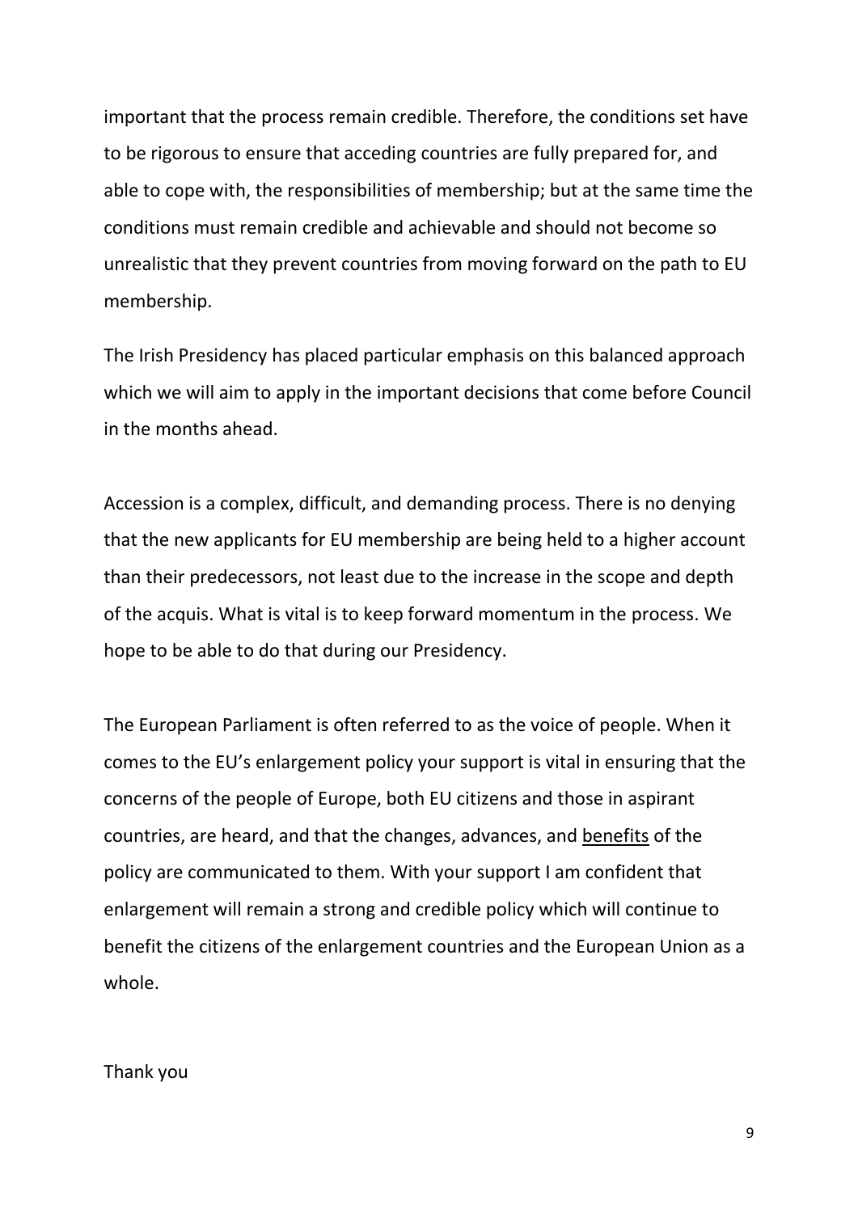important that the process remain credible. Therefore, the conditions set have to be rigorous to ensure that acceding countries are fully prepared for, and able to cope with, the responsibilities of membership; but at the same time the conditions must remain credible and achievable and should not become so unrealistic that they prevent countries from moving forward on the path to EU membership.

The Irish Presidency has placed particular emphasis on this balanced approach which we will aim to apply in the important decisions that come before Council in the months ahead.

Accession is a complex, difficult, and demanding process. There is no denying that the new applicants for EU membership are being held to a higher account than their predecessors, not least due to the increase in the scope and depth of the acquis. What is vital is to keep forward momentum in the process. We hope to be able to do that during our Presidency.

The European Parliament is often referred to as the voice of people. When it comes to the EU's enlargement policy your support is vital in ensuring that the concerns of the people of Europe, both EU citizens and those in aspirant countries, are heard, and that the changes, advances, and benefits of the policy are communicated to them. With your support I am confident that enlargement will remain a strong and credible policy which will continue to benefit the citizens of the enlargement countries and the European Union as a whole.

Thank you